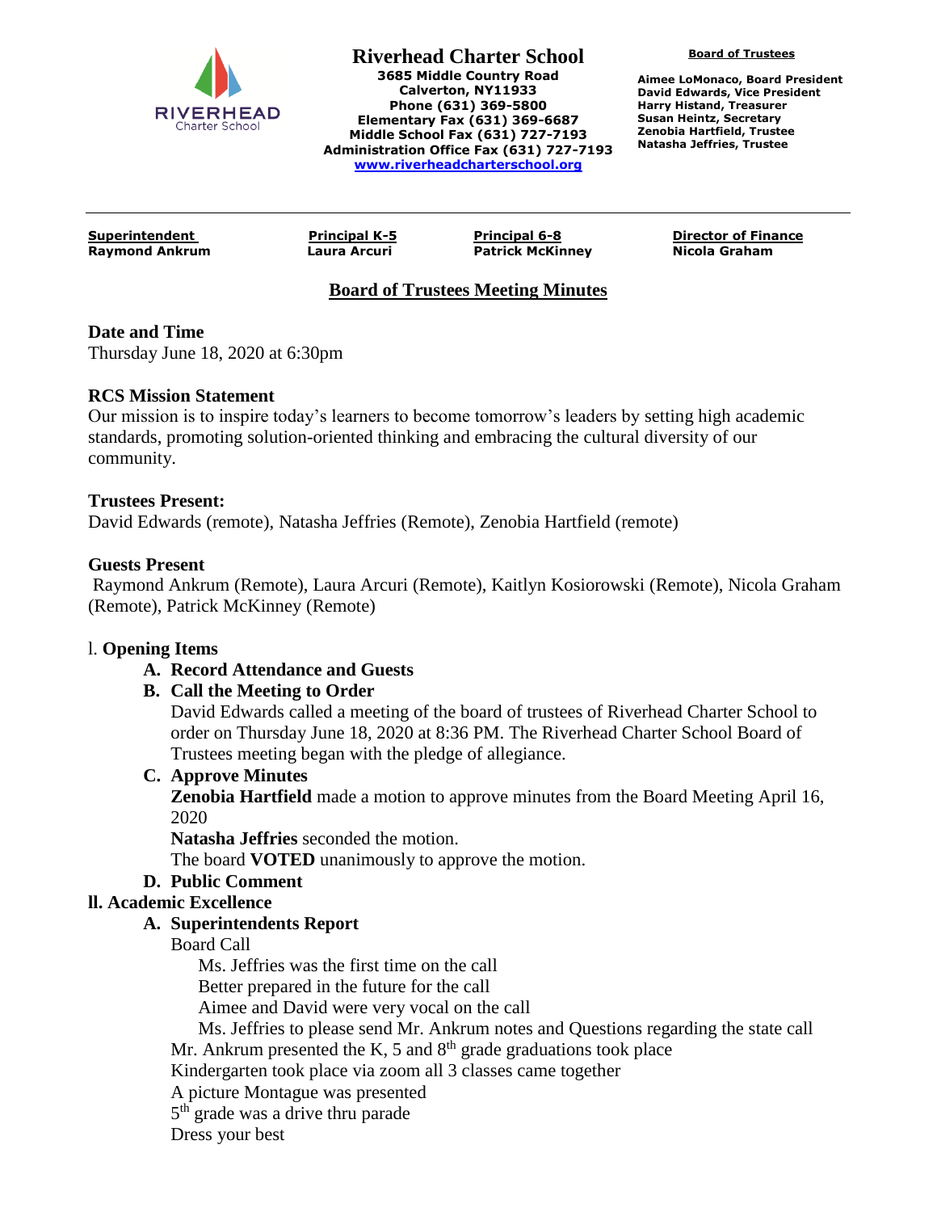# Riverhead Charter School

**3685 Middle Country Road**
**Calverton, NY11933**
**Phone (631) 369-5800**
**Elementary Fax (631) 369-6687**
**Middle School Fax (631) 727-7193**
**Administration Office Fax (631) 727-7193**
**www.riverheadcharterschool.org**

**Board of Trustees**

**Aimee LoMonaco, Board President**
**David Edwards, Vice President**
**Harry Histand, Treasurer**
**Susan Heintz, Secretary**
**Zenobia Hartfield, Trustee**
**Natasha Jeffries, Trustee**

| **Superintendent** | **Principal K-5** | **Principal 6-8** | **Director of Finance** |
|---|---|---|---|
| **Raymond Ankrum** | **Laura Arcuri** | **Patrick McKinney** | **Nicola Graham** |

## Board of Trustees Meeting Minutes

**Date and Time**
Thursday June 18, 2020 at 6:30pm

**RCS Mission Statement**
Our mission is to inspire today's learners to become tomorrow's leaders by setting high academic standards, promoting solution-oriented thinking and embracing the cultural diversity of our community.

**Trustees Present:**
David Edwards (remote), Natasha Jeffries (Remote), Zenobia Hartfield (remote)

**Guests Present**
Raymond Ankrum (Remote), Laura Arcuri (Remote), Kaitlyn Kosiorowski (Remote), Nicola Graham (Remote), Patrick McKinney (Remote)

l. **Opening Items**

**A. Record Attendance and Guests**

**B. Call the Meeting to Order**
David Edwards called a meeting of the board of trustees of Riverhead Charter School to order on Thursday June 18, 2020 at 8:36 PM. The Riverhead Charter School Board of Trustees meeting began with the pledge of allegiance.

**C. Approve Minutes**
**Zenobia Hartfield** made a motion to approve minutes from the Board Meeting April 16, 2020
**Natasha Jeffries** seconded the motion.
The board **VOTED** unanimously to approve the motion.

**D. Public Comment**

**ll. Academic Excellence**

**A. Superintendents Report**
Board Call
Ms. Jeffries was the first time on the call
Better prepared in the future for the call
Aimee and David were very vocal on the call
Ms. Jeffries to please send Mr. Ankrum notes and Questions regarding the state call
Mr. Ankrum presented the K, 5 and 8th grade graduations took place
Kindergarten took place via zoom all 3 classes came together
A picture Montague was presented
5th grade was a drive thru parade
Dress your best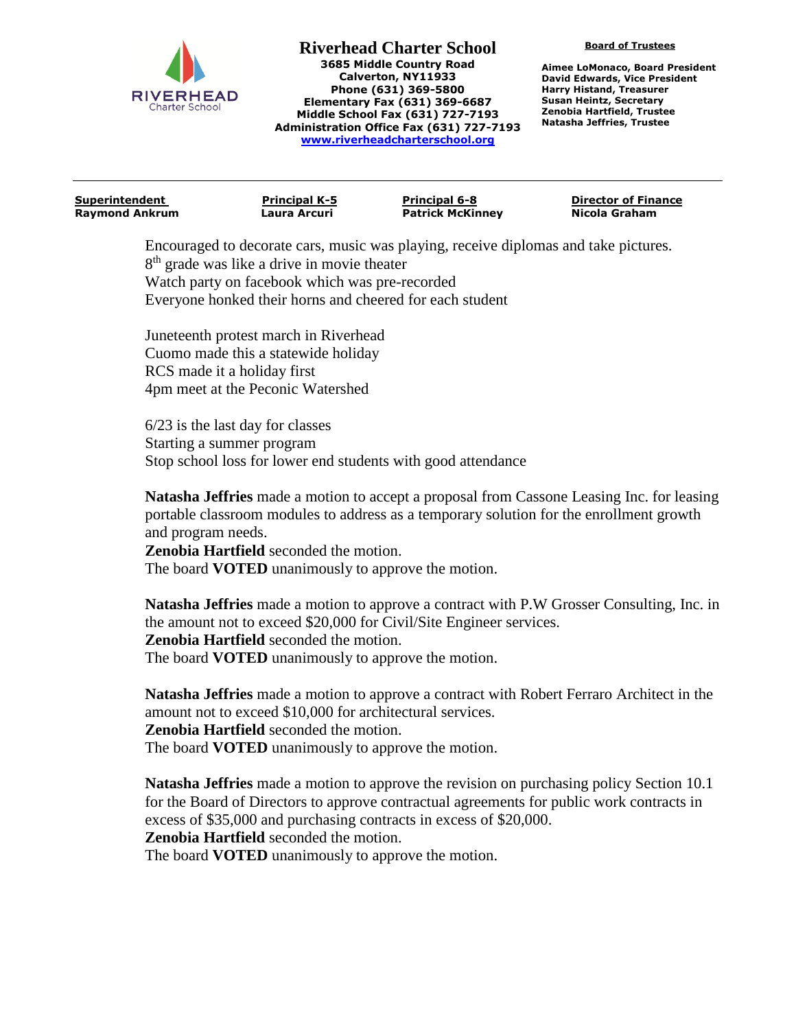**Riverhead Charter School**
**3685 Middle Country Road**
**Calverton, NY11933**
**Phone (631) 369-5800**
**Elementary Fax (631) 369-6687**
**Middle School Fax (631) 727-7193**
**Administration Office Fax (631) 727-7193**
**www.riverheadcharterschool.org**

**Board of Trustees**

**Aimee LoMonaco, Board President**
**David Edwards, Vice President**
**Harry Histand, Treasurer**
**Susan Heintz, Secretary**
**Zenobia Hartfield, Trustee**
**Natasha Jeffries, Trustee**

| **Superintendent** | **Principal K-5** | **Principal 6-8** | **Director of Finance** |
|---|---|---|---|
| **Raymond Ankrum** | **Laura Arcuri** | **Patrick McKinney** | **Nicola Graham** |

Encouraged to decorate cars, music was playing, receive diplomas and take pictures.
8th grade was like a drive in movie theater
Watch party on facebook which was pre-recorded
Everyone honked their horns and cheered for each student

Juneteenth protest march in Riverhead
Cuomo made this a statewide holiday
RCS made it a holiday first
4pm meet at the Peconic Watershed

6/23 is the last day for classes
Starting a summer program
Stop school loss for lower end students with good attendance

**Natasha Jeffries** made a motion to accept a proposal from Cassone Leasing Inc. for leasing portable classroom modules to address as a temporary solution for the enrollment growth and program needs.
**Zenobia Hartfield** seconded the motion.
The board **VOTED** unanimously to approve the motion.

**Natasha Jeffries** made a motion to approve a contract with P.W Grosser Consulting, Inc. in the amount not to exceed $20,000 for Civil/Site Engineer services.
**Zenobia Hartfield** seconded the motion.
The board **VOTED** unanimously to approve the motion.

**Natasha Jeffries** made a motion to approve a contract with Robert Ferraro Architect in the amount not to exceed $10,000 for architectural services.
**Zenobia Hartfield** seconded the motion.
The board **VOTED** unanimously to approve the motion.

**Natasha Jeffries** made a motion to approve the revision on purchasing policy Section 10.1 for the Board of Directors to approve contractual agreements for public work contracts in excess of $35,000 and purchasing contracts in excess of $20,000.
**Zenobia Hartfield** seconded the motion.
The board **VOTED** unanimously to approve the motion.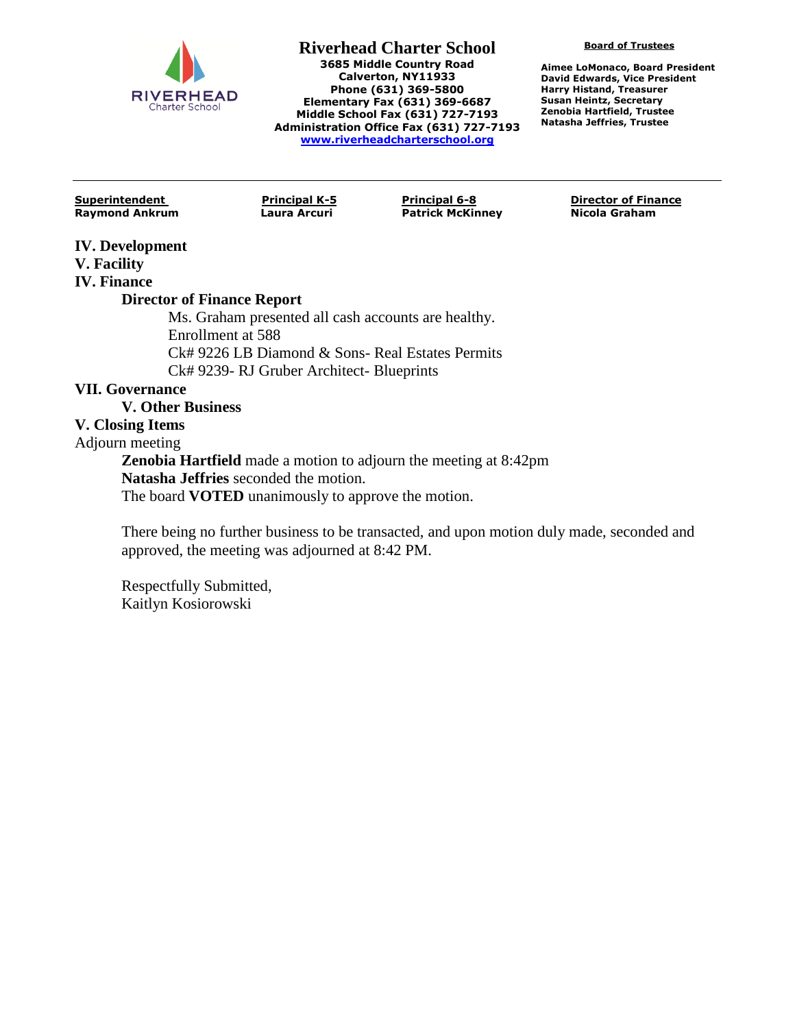**Riverhead Charter School**
**3685 Middle Country Road**
**Calverton, NY11933**
**Phone (631) 369-5800**
**Elementary Fax (631) 369-6687**
**Middle School Fax (631) 727-7193**
**Administration Office Fax (631) 727-7193**
**www.riverheadcharterschool.org**

**Board of Trustees**

**Aimee LoMonaco, Board President**
**David Edwards, Vice President**
**Harry Histand, Treasurer**
**Susan Heintz, Secretary**
**Zenobia Hartfield, Trustee**
**Natasha Jeffries, Trustee**

---

| **Superintendent** | **Principal K-5** | **Principal 6-8** | **Director of Finance** |
|---|---|---|---|
| **Raymond Ankrum** | **Laura Arcuri** | **Patrick McKinney** | **Nicola Graham** |

## IV. Development

## V. Facility

## IV. Finance

### Director of Finance Report

Ms. Graham presented all cash accounts are healthy.
Enrollment at 588
Ck# 9226 LB Diamond & Sons- Real Estates Permits
Ck# 9239- RJ Gruber Architect- Blueprints

## VII. Governance

### V. Other Business

## V. Closing Items

Adjourn meeting

**Zenobia Hartfield** made a motion to adjourn the meeting at 8:42pm
**Natasha Jeffries** seconded the motion.
The board **VOTED** unanimously to approve the motion.

There being no further business to be transacted, and upon motion duly made, seconded and approved, the meeting was adjourned at 8:42 PM.

Respectfully Submitted,
Kaitlyn Kosiorowski